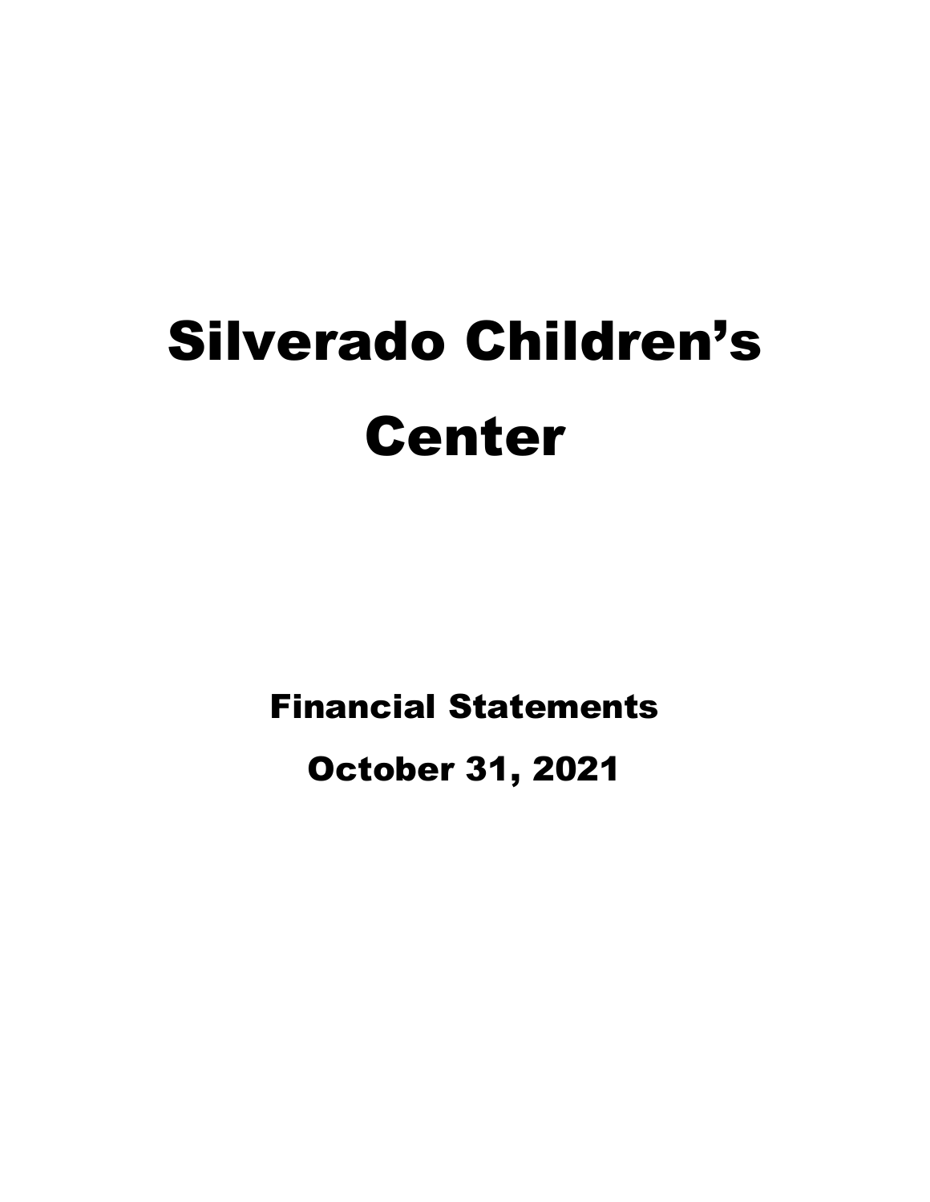# Silverado Children's Center

## Financial Statements

## October 31, 2021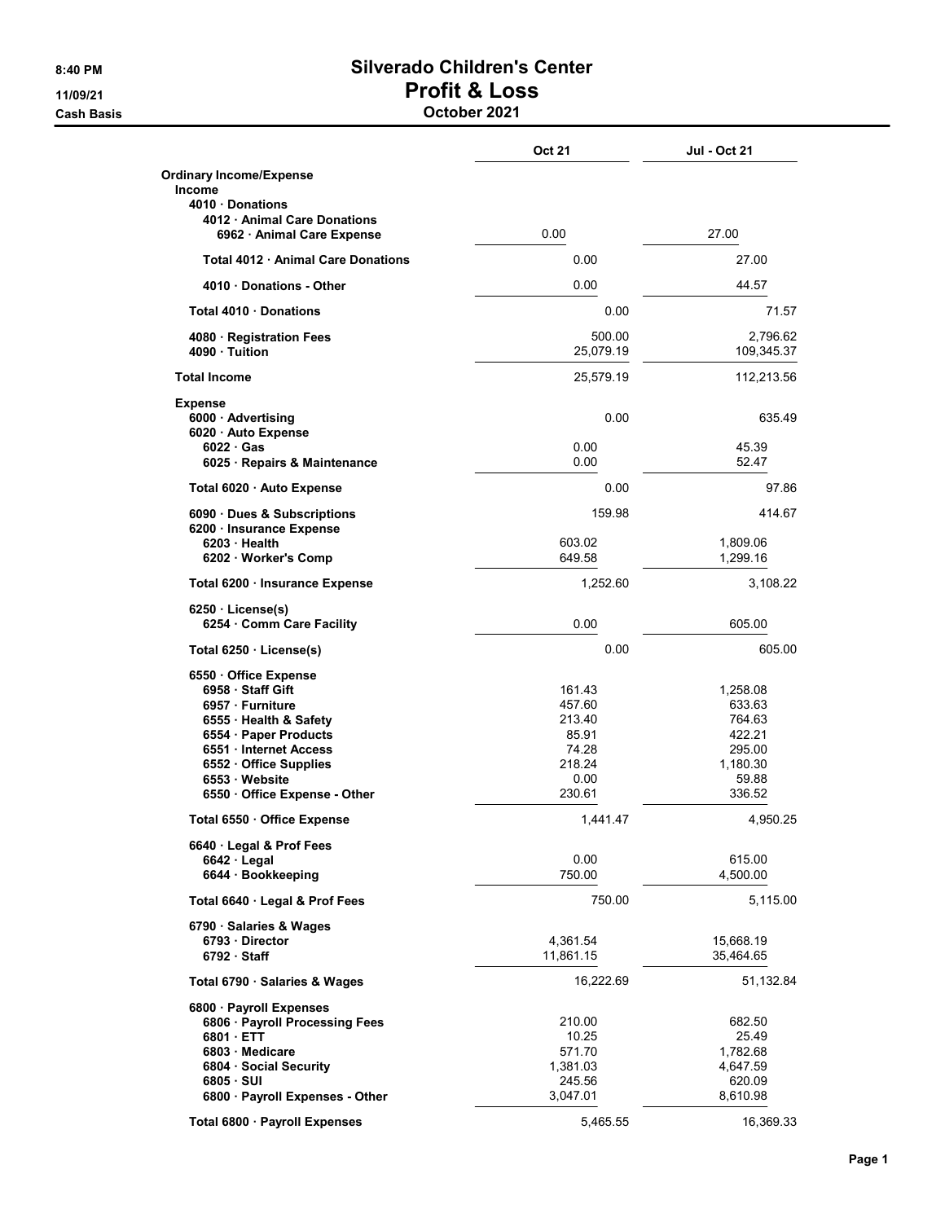# Silverado Children's Center

## Profit & Loss

### October 2021

8:40 PM
11/09/21
Cash Basis

| | Oct 21 | Jul - Oct 21 |
|---|---|---|
| **Ordinary Income/Expense** | | |
| **Income** | | |
| **4010 · Donations** | | |
| **4012 · Animal Care Donations** | | |
| **6962 · Animal Care Expense** | 0.00 | 27.00 |
| **Total 4012 · Animal Care Donations** | 0.00 | 27.00 |
| **4010 · Donations - Other** | 0.00 | 44.57 |
| **Total 4010 · Donations** | 0.00 | 71.57 |
| **4080 · Registration Fees** | 500.00 | 2,796.62 |
| **4090 · Tuition** | 25,079.19 | 109,345.37 |
| **Total Income** | 25,579.19 | 112,213.56 |
| **Expense** | | |
| **6000 · Advertising** | 0.00 | 635.49 |
| **6020 · Auto Expense** | | |
| **6022 · Gas** | 0.00 | 45.39 |
| **6025 · Repairs & Maintenance** | 0.00 | 52.47 |
| **Total 6020 · Auto Expense** | 0.00 | 97.86 |
| **6090 · Dues & Subscriptions** | 159.98 | 414.67 |
| **6200 · Insurance Expense** | | |
| **6203 · Health** | 603.02 | 1,809.06 |
| **6202 · Worker's Comp** | 649.58 | 1,299.16 |
| **Total 6200 · Insurance Expense** | 1,252.60 | 3,108.22 |
| **6250 · License(s)** | | |
| **6254 · Comm Care Facility** | 0.00 | 605.00 |
| **Total 6250 · License(s)** | 0.00 | 605.00 |
| **6550 · Office Expense** | | |
| **6958 · Staff Gift** | 161.43 | 1,258.08 |
| **6957 · Furniture** | 457.60 | 633.63 |
| **6555 · Health & Safety** | 213.40 | 764.63 |
| **6554 · Paper Products** | 85.91 | 422.21 |
| **6551 · Internet Access** | 74.28 | 295.00 |
| **6552 · Office Supplies** | 218.24 | 1,180.30 |
| **6553 · Website** | 0.00 | 59.88 |
| **6550 · Office Expense - Other** | 230.61 | 336.52 |
| **Total 6550 · Office Expense** | 1,441.47 | 4,950.25 |
| **6640 · Legal & Prof Fees** | | |
| **6642 · Legal** | 0.00 | 615.00 |
| **6644 · Bookkeeping** | 750.00 | 4,500.00 |
| **Total 6640 · Legal & Prof Fees** | 750.00 | 5,115.00 |
| **6790 · Salaries & Wages** | | |
| **6793 · Director** | 4,361.54 | 15,668.19 |
| **6792 · Staff** | 11,861.15 | 35,464.65 |
| **Total 6790 · Salaries & Wages** | 16,222.69 | 51,132.84 |
| **6800 · Payroll Expenses** | | |
| **6806 · Payroll Processing Fees** | 210.00 | 682.50 |
| **6801 · ETT** | 10.25 | 25.49 |
| **6803 · Medicare** | 571.70 | 1,782.68 |
| **6804 · Social Security** | 1,381.03 | 4,647.59 |
| **6805 · SUI** | 245.56 | 620.09 |
| **6800 · Payroll Expenses - Other** | 3,047.01 | 8,610.98 |
| **Total 6800 · Payroll Expenses** | 5,465.55 | 16,369.33 |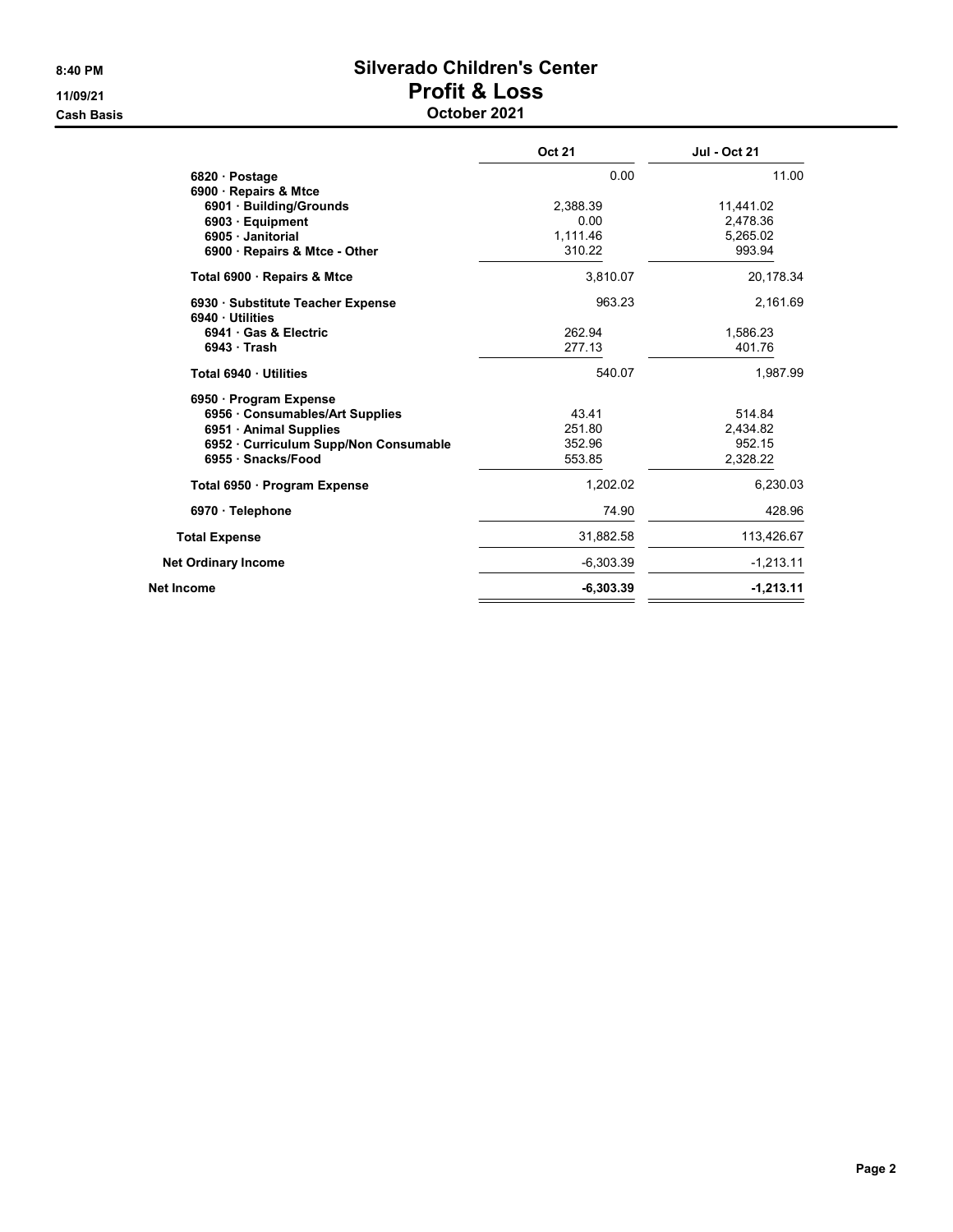# Silverado Children's Center

## Profit & Loss

### October 2021

8:40 PM
11/09/21
Cash Basis

| | Oct 21 | Jul - Oct 21 |
|---|---|---|
| 6820 · Postage | 0.00 | 11.00 |
| 6900 · Repairs & Mtce | | |
| 6901 · Building/Grounds | 2,388.39 | 11,441.02 |
| 6903 · Equipment | 0.00 | 2,478.36 |
| 6905 · Janitorial | 1,111.46 | 5,265.02 |
| 6900 · Repairs & Mtce - Other | 310.22 | 993.94 |
| Total 6900 · Repairs & Mtce | 3,810.07 | 20,178.34 |
| 6930 · Substitute Teacher Expense | 963.23 | 2,161.69 |
| 6940 · Utilities | | |
| 6941 · Gas & Electric | 262.94 | 1,586.23 |
| 6943 · Trash | 277.13 | 401.76 |
| Total 6940 · Utilities | 540.07 | 1,987.99 |
| 6950 · Program Expense | | |
| 6956 · Consumables/Art Supplies | 43.41 | 514.84 |
| 6951 · Animal Supplies | 251.80 | 2,434.82 |
| 6952 · Curriculum Supp/Non Consumable | 352.96 | 952.15 |
| 6955 · Snacks/Food | 553.85 | 2,328.22 |
| Total 6950 · Program Expense | 1,202.02 | 6,230.03 |
| 6970 · Telephone | 74.90 | 428.96 |
| Total Expense | 31,882.58 | 113,426.67 |
| Net Ordinary Income | -6,303.39 | -1,213.11 |
| **Net Income** | **-6,303.39** | **-1,213.11** |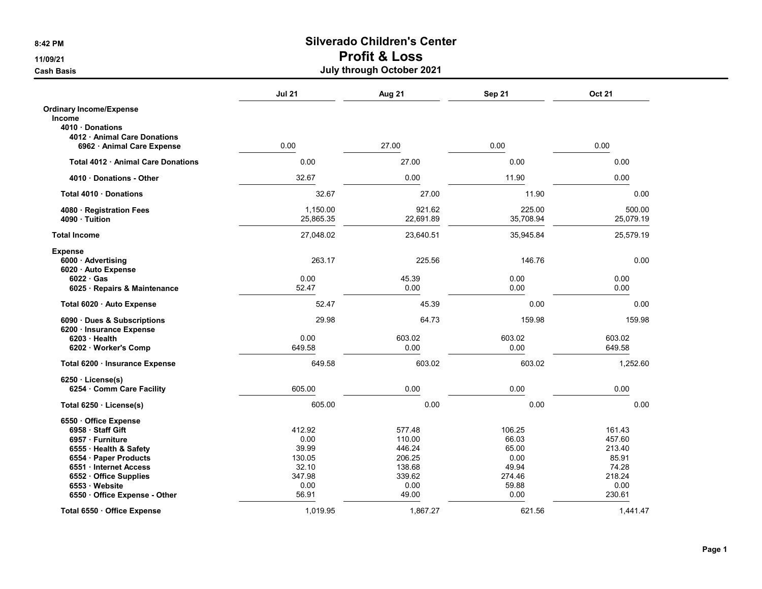# Silverado Children's Center

## Profit & Loss

### July through October 2021

8:42 PM
11/09/21
Cash Basis

| | Jul 21 | Aug 21 | Sep 21 | Oct 21 |
|---|---|---|---|---|
| **Ordinary Income/Expense** | | | | |
| **Income** | | | | |
| **4010 · Donations** | | | | |
| **4012 · Animal Care Donations** | | | | |
| **6962 · Animal Care Expense** | 0.00 | 27.00 | 0.00 | 0.00 |
| **Total 4012 · Animal Care Donations** | 0.00 | 27.00 | 0.00 | 0.00 |
| **4010 · Donations - Other** | 32.67 | 0.00 | 11.90 | 0.00 |
| **Total 4010 · Donations** | 32.67 | 27.00 | 11.90 | 0.00 |
| **4080 · Registration Fees** | 1,150.00 | 921.62 | 225.00 | 500.00 |
| **4090 · Tuition** | 25,865.35 | 22,691.89 | 35,708.94 | 25,079.19 |
| **Total Income** | 27,048.02 | 23,640.51 | 35,945.84 | 25,579.19 |
| **Expense** | | | | |
| **6000 · Advertising** | 263.17 | 225.56 | 146.76 | 0.00 |
| **6020 · Auto Expense** | | | | |
| **6022 · Gas** | 0.00 | 45.39 | 0.00 | 0.00 |
| **6025 · Repairs & Maintenance** | 52.47 | 0.00 | 0.00 | 0.00 |
| **Total 6020 · Auto Expense** | 52.47 | 45.39 | 0.00 | 0.00 |
| **6090 · Dues & Subscriptions** | 29.98 | 64.73 | 159.98 | 159.98 |
| **6200 · Insurance Expense** | | | | |
| **6203 · Health** | 0.00 | 603.02 | 603.02 | 603.02 |
| **6202 · Worker's Comp** | 649.58 | 0.00 | 0.00 | 649.58 |
| **Total 6200 · Insurance Expense** | 649.58 | 603.02 | 603.02 | 1,252.60 |
| **6250 · License(s)** | | | | |
| **6254 · Comm Care Facility** | 605.00 | 0.00 | 0.00 | 0.00 |
| **Total 6250 · License(s)** | 605.00 | 0.00 | 0.00 | 0.00 |
| **6550 · Office Expense** | | | | |
| **6958 · Staff Gift** | 412.92 | 577.48 | 106.25 | 161.43 |
| **6957 · Furniture** | 0.00 | 110.00 | 66.03 | 457.60 |
| **6555 · Health & Safety** | 39.99 | 446.24 | 65.00 | 213.40 |
| **6554 · Paper Products** | 130.05 | 206.25 | 0.00 | 85.91 |
| **6551 · Internet Access** | 32.10 | 138.68 | 49.94 | 74.28 |
| **6552 · Office Supplies** | 347.98 | 339.62 | 274.46 | 218.24 |
| **6553 · Website** | 0.00 | 0.00 | 59.88 | 0.00 |
| **6550 · Office Expense - Other** | 56.91 | 49.00 | 0.00 | 230.61 |
| **Total 6550 · Office Expense** | 1,019.95 | 1,867.27 | 621.56 | 1,441.47 |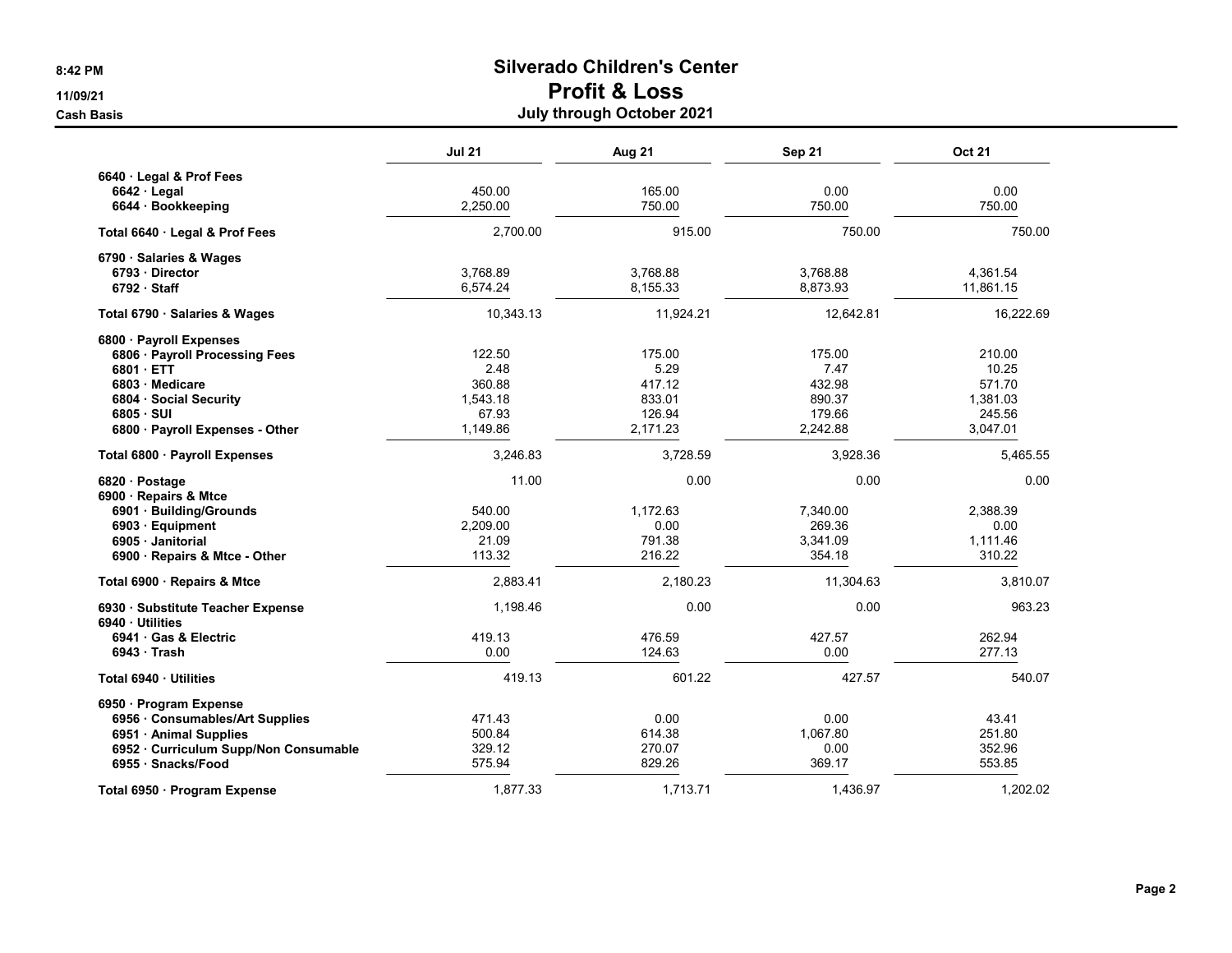# Silverado Children's Center

## Profit & Loss

### July through October 2021

8:42 PM
11/09/21
Cash Basis

| | Jul 21 | Aug 21 | Sep 21 | Oct 21 |
|---|---|---|---|---|
| **6640 · Legal & Prof Fees** | | | | |
| **6642 · Legal** | 450.00 | 165.00 | 0.00 | 0.00 |
| **6644 · Bookkeeping** | 2,250.00 | 750.00 | 750.00 | 750.00 |
| **Total 6640 · Legal & Prof Fees** | 2,700.00 | 915.00 | 750.00 | 750.00 |
| **6790 · Salaries & Wages** | | | | |
| **6793 · Director** | 3,768.89 | 3,768.88 | 3,768.88 | 4,361.54 |
| **6792 · Staff** | 6,574.24 | 8,155.33 | 8,873.93 | 11,861.15 |
| **Total 6790 · Salaries & Wages** | 10,343.13 | 11,924.21 | 12,642.81 | 16,222.69 |
| **6800 · Payroll Expenses** | | | | |
| **6806 · Payroll Processing Fees** | 122.50 | 175.00 | 175.00 | 210.00 |
| **6801 · ETT** | 2.48 | 5.29 | 7.47 | 10.25 |
| **6803 · Medicare** | 360.88 | 417.12 | 432.98 | 571.70 |
| **6804 · Social Security** | 1,543.18 | 833.01 | 890.37 | 1,381.03 |
| **6805 · SUI** | 67.93 | 126.94 | 179.66 | 245.56 |
| **6800 · Payroll Expenses - Other** | 1,149.86 | 2,171.23 | 2,242.88 | 3,047.01 |
| **Total 6800 · Payroll Expenses** | 3,246.83 | 3,728.59 | 3,928.36 | 5,465.55 |
| **6820 · Postage** | 11.00 | 0.00 | 0.00 | 0.00 |
| **6900 · Repairs & Mtce** | | | | |
| **6901 · Building/Grounds** | 540.00 | 1,172.63 | 7,340.00 | 2,388.39 |
| **6903 · Equipment** | 2,209.00 | 0.00 | 269.36 | 0.00 |
| **6905 · Janitorial** | 21.09 | 791.38 | 3,341.09 | 1,111.46 |
| **6900 · Repairs & Mtce - Other** | 113.32 | 216.22 | 354.18 | 310.22 |
| **Total 6900 · Repairs & Mtce** | 2,883.41 | 2,180.23 | 11,304.63 | 3,810.07 |
| **6930 · Substitute Teacher Expense** | 1,198.46 | 0.00 | 0.00 | 963.23 |
| **6940 · Utilities** | | | | |
| **6941 · Gas & Electric** | 419.13 | 476.59 | 427.57 | 262.94 |
| **6943 · Trash** | 0.00 | 124.63 | 0.00 | 277.13 |
| **Total 6940 · Utilities** | 419.13 | 601.22 | 427.57 | 540.07 |
| **6950 · Program Expense** | | | | |
| **6956 · Consumables/Art Supplies** | 471.43 | 0.00 | 0.00 | 43.41 |
| **6951 · Animal Supplies** | 500.84 | 614.38 | 1,067.80 | 251.80 |
| **6952 · Curriculum Supp/Non Consumable** | 329.12 | 270.07 | 0.00 | 352.96 |
| **6955 · Snacks/Food** | 575.94 | 829.26 | 369.17 | 553.85 |
| **Total 6950 · Program Expense** | 1,877.33 | 1,713.71 | 1,436.97 | 1,202.02 |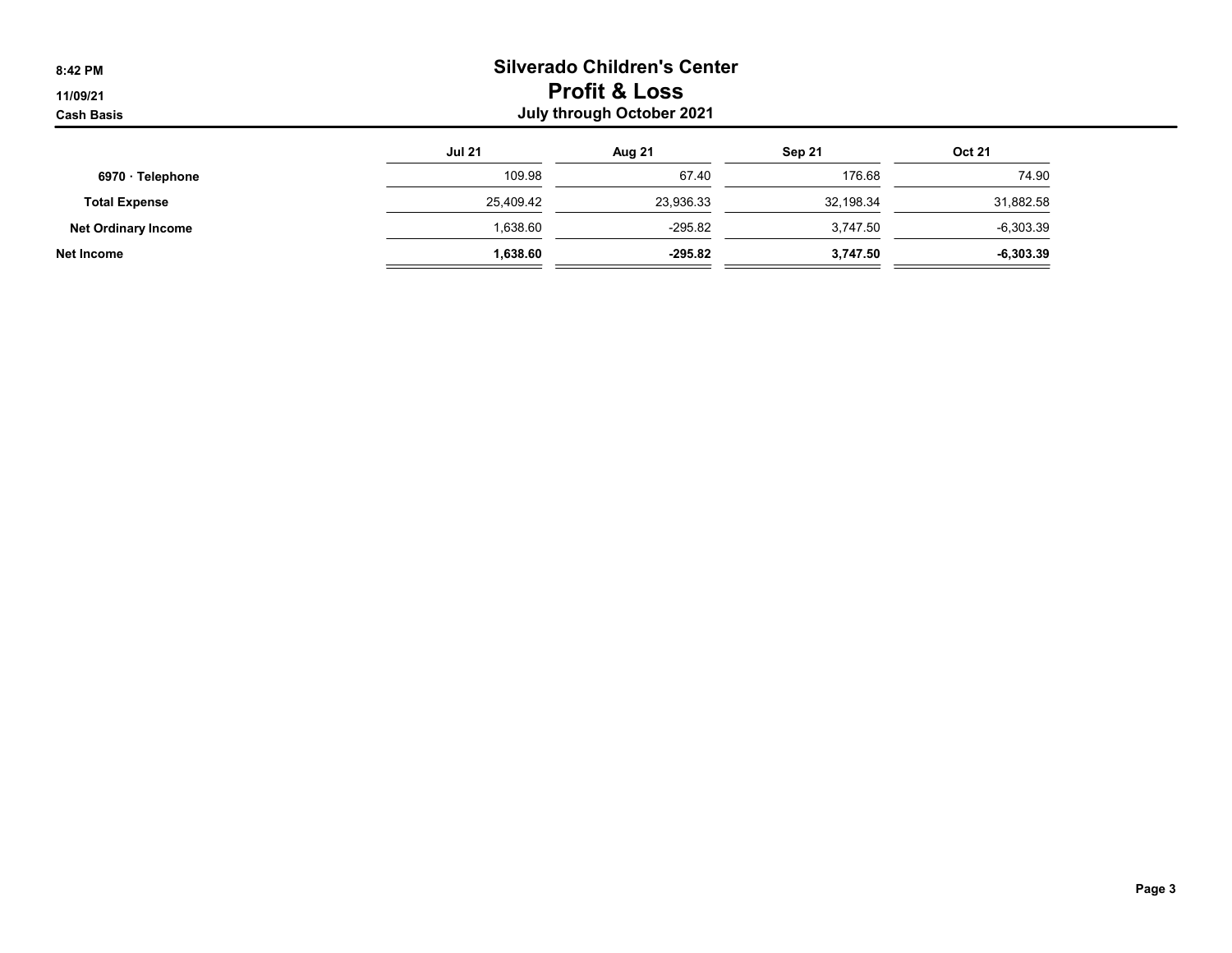# Silverado Children's Center

## Profit & Loss

### July through October 2021

8:42 PM
11/09/21
Cash Basis

| | Jul 21 | Aug 21 | Sep 21 | Oct 21 |
|---|---|---|---|---|
| 6970 · Telephone | 109.98 | 67.40 | 176.68 | 74.90 |
| Total Expense | 25,409.42 | 23,936.33 | 32,198.34 | 31,882.58 |
| Net Ordinary Income | 1,638.60 | -295.82 | 3,747.50 | -6,303.39 |
| **Net Income** | **1,638.60** | **-295.82** | **3,747.50** | **-6,303.39** |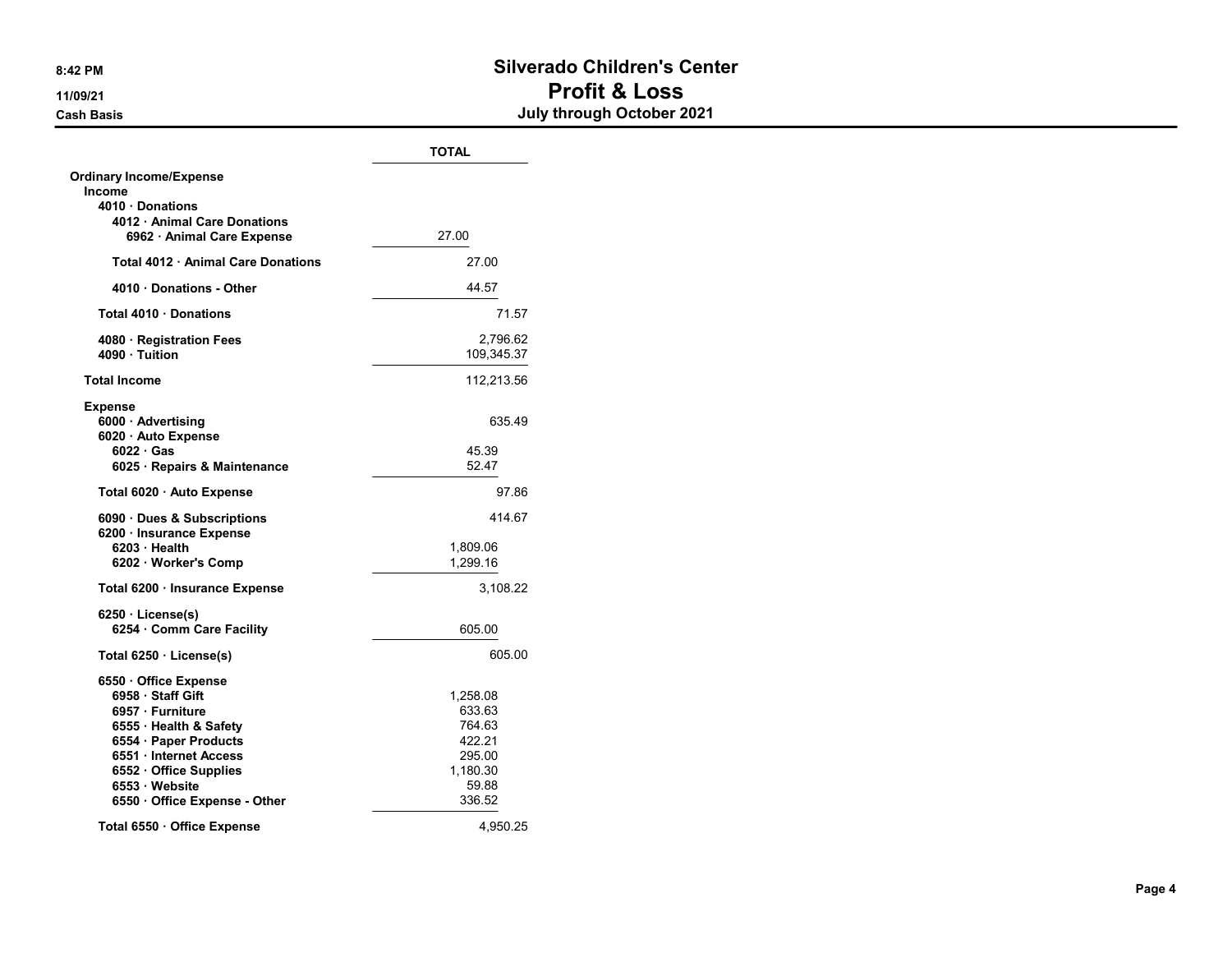# Silverado Children's Center
## Profit & Loss
### July through October 2021

8:42 PM
11/09/21
Cash Basis

| | TOTAL | |
|---|---|---|
| **Ordinary Income/Expense** | | |
| **Income** | | |
| **4010 · Donations** | | |
| **4012 · Animal Care Donations** | | |
| **6962 · Animal Care Expense** | 27.00 | |
| **Total 4012 · Animal Care Donations** | 27.00 | |
| **4010 · Donations - Other** | 44.57 | |
| **Total 4010 · Donations** | | 71.57 |
| **4080 · Registration Fees** | | 2,796.62 |
| **4090 · Tuition** | | 109,345.37 |
| **Total Income** | | 112,213.56 |
| **Expense** | | |
| **6000 · Advertising** | | 635.49 |
| **6020 · Auto Expense** | | |
| **6022 · Gas** | 45.39 | |
| **6025 · Repairs & Maintenance** | 52.47 | |
| **Total 6020 · Auto Expense** | | 97.86 |
| **6090 · Dues & Subscriptions** | | 414.67 |
| **6200 · Insurance Expense** | | |
| **6203 · Health** | 1,809.06 | |
| **6202 · Worker's Comp** | 1,299.16 | |
| **Total 6200 · Insurance Expense** | | 3,108.22 |
| **6250 · License(s)** | | |
| **6254 · Comm Care Facility** | 605.00 | |
| **Total 6250 · License(s)** | | 605.00 |
| **6550 · Office Expense** | | |
| **6958 · Staff Gift** | 1,258.08 | |
| **6957 · Furniture** | 633.63 | |
| **6555 · Health & Safety** | 764.63 | |
| **6554 · Paper Products** | 422.21 | |
| **6551 · Internet Access** | 295.00 | |
| **6552 · Office Supplies** | 1,180.30 | |
| **6553 · Website** | 59.88 | |
| **6550 · Office Expense - Other** | 336.52 | |
| **Total 6550 · Office Expense** | | 4,950.25 |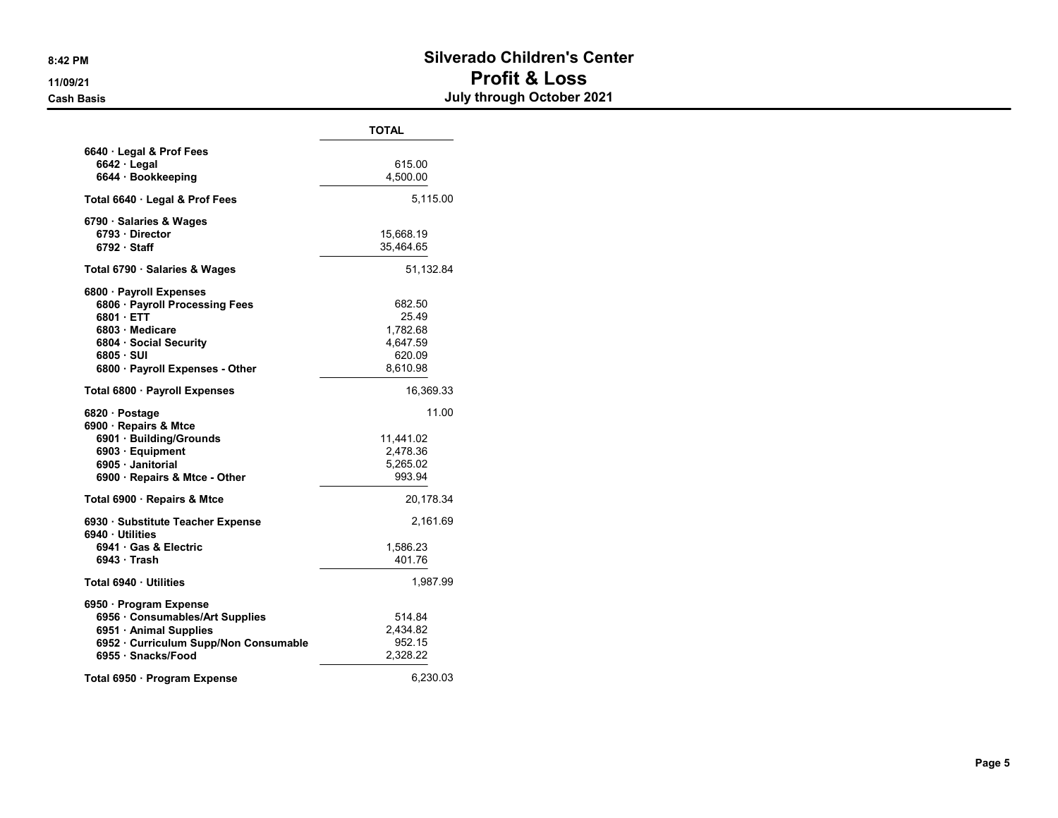# Silverado Children's Center

## Profit & Loss

### July through October 2021

8:42 PM
11/09/21
Cash Basis

| | | TOTAL |
|---|---|---|
| 6640 · Legal & Prof Fees | | |
| 6642 · Legal | 615.00 | |
| 6644 · Bookkeeping | 4,500.00 | |
| Total 6640 · Legal & Prof Fees | | 5,115.00 |
| 6790 · Salaries & Wages | | |
| 6793 · Director | 15,668.19 | |
| 6792 · Staff | 35,464.65 | |
| Total 6790 · Salaries & Wages | | 51,132.84 |
| 6800 · Payroll Expenses | | |
| 6806 · Payroll Processing Fees | 682.50 | |
| 6801 · ETT | 25.49 | |
| 6803 · Medicare | 1,782.68 | |
| 6804 · Social Security | 4,647.59 | |
| 6805 · SUI | 620.09 | |
| 6800 · Payroll Expenses - Other | 8,610.98 | |
| Total 6800 · Payroll Expenses | | 16,369.33 |
| 6820 · Postage | | 11.00 |
| 6900 · Repairs & Mtce | | |
| 6901 · Building/Grounds | 11,441.02 | |
| 6903 · Equipment | 2,478.36 | |
| 6905 · Janitorial | 5,265.02 | |
| 6900 · Repairs & Mtce - Other | 993.94 | |
| Total 6900 · Repairs & Mtce | | 20,178.34 |
| 6930 · Substitute Teacher Expense | | 2,161.69 |
| 6940 · Utilities | | |
| 6941 · Gas & Electric | 1,586.23 | |
| 6943 · Trash | 401.76 | |
| Total 6940 · Utilities | | 1,987.99 |
| 6950 · Program Expense | | |
| 6956 · Consumables/Art Supplies | 514.84 | |
| 6951 · Animal Supplies | 2,434.82 | |
| 6952 · Curriculum Supp/Non Consumable | 952.15 | |
| 6955 · Snacks/Food | 2,328.22 | |
| Total 6950 · Program Expense | | 6,230.03 |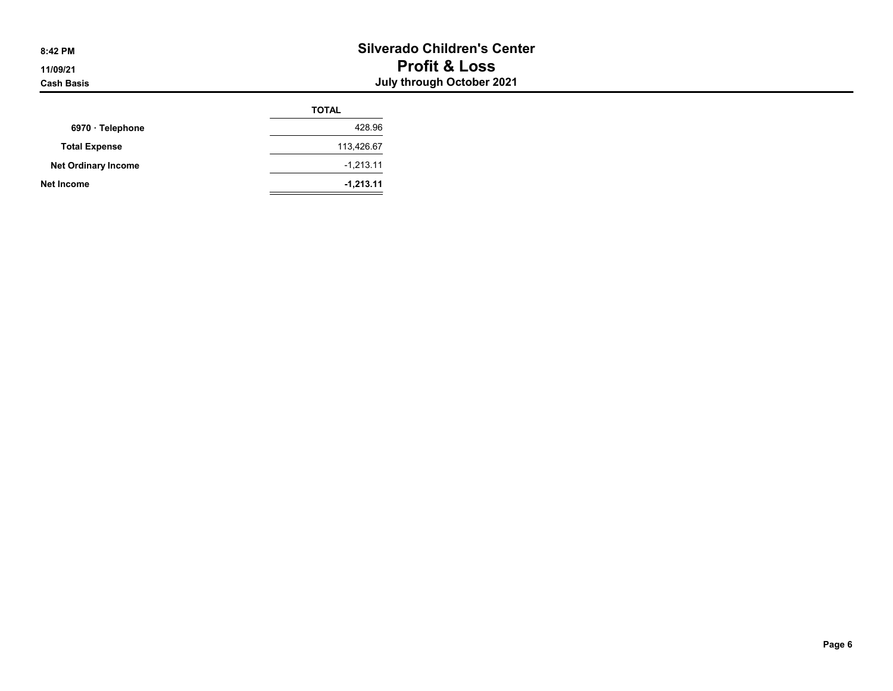# Silverado Children's Center

## Profit & Loss

### July through October 2021

8:42 PM
11/09/21
Cash Basis

| | TOTAL |
|---|---|
| 6970 · Telephone | 428.96 |
| Total Expense | 113,426.67 |
| Net Ordinary Income | -1,213.11 |
| **Net Income** | **-1,213.11** |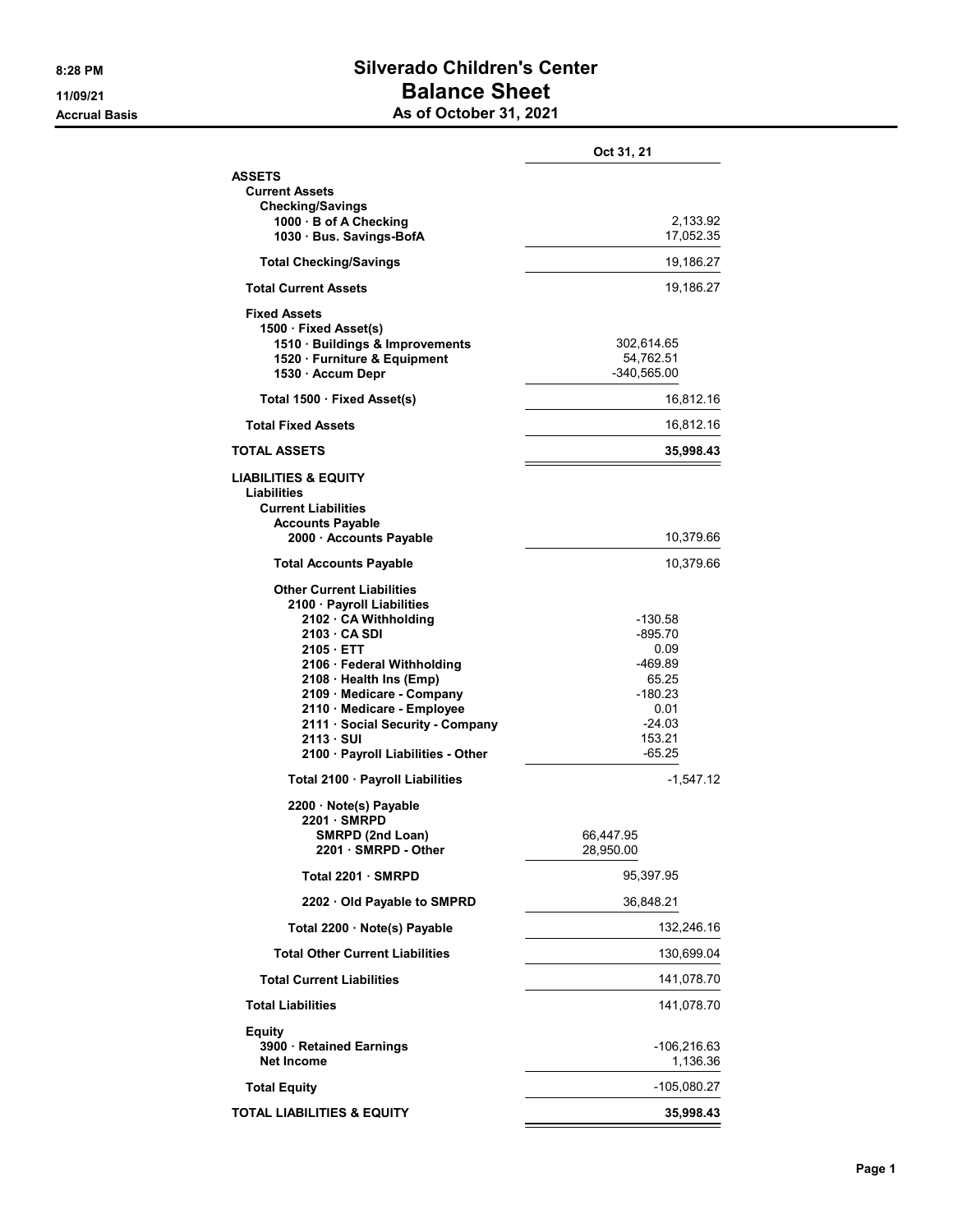# Silverado Children's Center

## Balance Sheet

### As of October 31, 2021

8:28 PM
11/09/21
Accrual Basis

| | | Oct 31, 21 |
|---|---|---|
| **ASSETS** | | |
| **Current Assets** | | |
| **Checking/Savings** | | |
| 1000 · B of A Checking | | 2,133.92 |
| 1030 · Bus. Savings-BofA | | 17,052.35 |
| **Total Checking/Savings** | | 19,186.27 |
| **Total Current Assets** | | 19,186.27 |
| **Fixed Assets** | | |
| 1500 · Fixed Asset(s) | | |
| 1510 · Buildings & Improvements | 302,614.65 | |
| 1520 · Furniture & Equipment | 54,762.51 | |
| 1530 · Accum Depr | -340,565.00 | |
| **Total 1500 · Fixed Asset(s)** | | 16,812.16 |
| **Total Fixed Assets** | | 16,812.16 |
| **TOTAL ASSETS** | | **35,998.43** |
| **LIABILITIES & EQUITY** | | |
| **Liabilities** | | |
| **Current Liabilities** | | |
| **Accounts Payable** | | |
| 2000 · Accounts Payable | | 10,379.66 |
| **Total Accounts Payable** | | 10,379.66 |
| **Other Current Liabilities** | | |
| 2100 · Payroll Liabilities | | |
| 2102 · CA Withholding | -130.58 | |
| 2103 · CA SDI | -895.70 | |
| 2105 · ETT | 0.09 | |
| 2106 · Federal Withholding | -469.89 | |
| 2108 · Health Ins (Emp) | 65.25 | |
| 2109 · Medicare - Company | -180.23 | |
| 2110 · Medicare - Employee | 0.01 | |
| 2111 · Social Security - Company | -24.03 | |
| 2113 · SUI | 153.21 | |
| 2100 · Payroll Liabilities - Other | -65.25 | |
| **Total 2100 · Payroll Liabilities** | | -1,547.12 |
| 2200 · Note(s) Payable | | |
| 2201 · SMRPD | | |
| SMRPD (2nd Loan) | 66,447.95 | |
| 2201 · SMRPD - Other | 28,950.00 | |
| **Total 2201 · SMRPD** | 95,397.95 | |
| 2202 · Old Payable to SMPRD | 36,848.21 | |
| **Total 2200 · Note(s) Payable** | | 132,246.16 |
| **Total Other Current Liabilities** | | 130,699.04 |
| **Total Current Liabilities** | | 141,078.70 |
| **Total Liabilities** | | 141,078.70 |
| **Equity** | | |
| 3900 · Retained Earnings | | -106,216.63 |
| Net Income | | 1,136.36 |
| **Total Equity** | | -105,080.27 |
| **TOTAL LIABILITIES & EQUITY** | | **35,998.43** |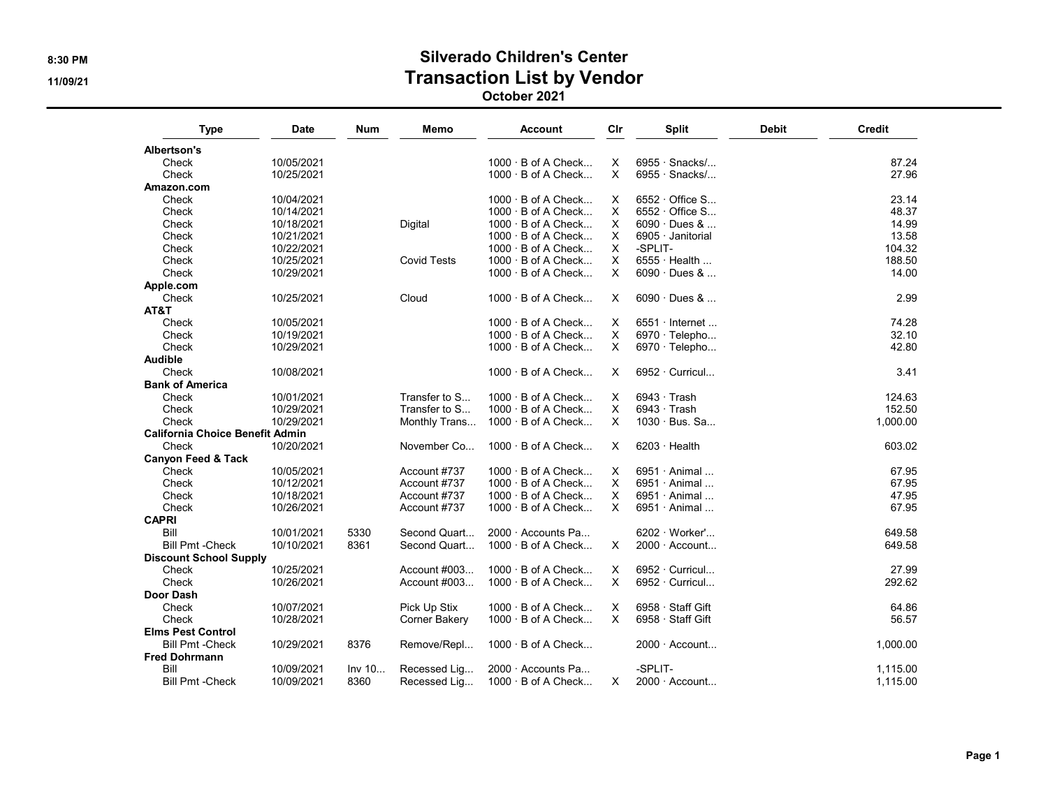# Silverado Children's Center

## Transaction List by Vendor

### October 2021

| Type | Date | Num | Memo | Account | Clr | Split | Debit | Credit |
|---|---|---|---|---|---|---|---|---|
| **Albertson's** | | | | | | | | |
| Check | 10/05/2021 | | | 1000 · B of A Check... | X | 6955 · Snacks/... | | 87.24 |
| Check | 10/25/2021 | | | 1000 · B of A Check... | X | 6955 · Snacks/... | | 27.96 |
| **Amazon.com** | | | | | | | | |
| Check | 10/04/2021 | | | 1000 · B of A Check... | X | 6552 · Office S... | | 23.14 |
| Check | 10/14/2021 | | | 1000 · B of A Check... | X | 6552 · Office S... | | 48.37 |
| Check | 10/18/2021 | | Digital | 1000 · B of A Check... | X | 6090 · Dues & ... | | 14.99 |
| Check | 10/21/2021 | | | 1000 · B of A Check... | X | 6905 · Janitorial | | 13.58 |
| Check | 10/22/2021 | | | 1000 · B of A Check... | X | -SPLIT- | | 104.32 |
| Check | 10/25/2021 | | Covid Tests | 1000 · B of A Check... | X | 6555 · Health ... | | 188.50 |
| Check | 10/29/2021 | | | 1000 · B of A Check... | X | 6090 · Dues & ... | | 14.00 |
| **Apple.com** | | | | | | | | |
| Check | 10/25/2021 | | Cloud | 1000 · B of A Check... | X | 6090 · Dues & ... | | 2.99 |
| **AT&T** | | | | | | | | |
| Check | 10/05/2021 | | | 1000 · B of A Check... | X | 6551 · Internet ... | | 74.28 |
| Check | 10/19/2021 | | | 1000 · B of A Check... | X | 6970 · Telepho... | | 32.10 |
| Check | 10/29/2021 | | | 1000 · B of A Check... | X | 6970 · Telepho... | | 42.80 |
| **Audible** | | | | | | | | |
| Check | 10/08/2021 | | | 1000 · B of A Check... | X | 6952 · Curricul... | | 3.41 |
| **Bank of America** | | | | | | | | |
| Check | 10/01/2021 | | Transfer to S... | 1000 · B of A Check... | X | 6943 · Trash | | 124.63 |
| Check | 10/29/2021 | | Transfer to S... | 1000 · B of A Check... | X | 6943 · Trash | | 152.50 |
| Check | 10/29/2021 | | Monthly Trans... | 1000 · B of A Check... | X | 1030 · Bus. Sa... | | 1,000.00 |
| **California Choice Benefit Admin** | | | | | | | | |
| Check | 10/20/2021 | | November Co... | 1000 · B of A Check... | X | 6203 · Health | | 603.02 |
| **Canyon Feed & Tack** | | | | | | | | |
| Check | 10/05/2021 | | Account #737 | 1000 · B of A Check... | X | 6951 · Animal ... | | 67.95 |
| Check | 10/12/2021 | | Account #737 | 1000 · B of A Check... | X | 6951 · Animal ... | | 67.95 |
| Check | 10/18/2021 | | Account #737 | 1000 · B of A Check... | X | 6951 · Animal ... | | 47.95 |
| Check | 10/26/2021 | | Account #737 | 1000 · B of A Check... | X | 6951 · Animal ... | | 67.95 |
| **CAPRI** | | | | | | | | |
| Bill | 10/01/2021 | 5330 | Second Quart... | 2000 · Accounts Pa... | | 6202 · Worker'... | | 649.58 |
| Bill Pmt -Check | 10/10/2021 | 8361 | Second Quart... | 1000 · B of A Check... | X | 2000 · Account... | | 649.58 |
| **Discount School Supply** | | | | | | | | |
| Check | 10/25/2021 | | Account #003... | 1000 · B of A Check... | X | 6952 · Curricul... | | 27.99 |
| Check | 10/26/2021 | | Account #003... | 1000 · B of A Check... | X | 6952 · Curricul... | | 292.62 |
| **Door Dash** | | | | | | | | |
| Check | 10/07/2021 | | Pick Up Stix | 1000 · B of A Check... | X | 6958 · Staff Gift | | 64.86 |
| Check | 10/28/2021 | | Corner Bakery | 1000 · B of A Check... | X | 6958 · Staff Gift | | 56.57 |
| **Elms Pest Control** | | | | | | | | |
| Bill Pmt -Check | 10/29/2021 | 8376 | Remove/Repl... | 1000 · B of A Check... | | 2000 · Account... | | 1,000.00 |
| **Fred Dohrmann** | | | | | | | | |
| Bill | 10/09/2021 | Inv 10... | Recessed Lig... | 2000 · Accounts Pa... | | -SPLIT- | | 1,115.00 |
| Bill Pmt -Check | 10/09/2021 | 8360 | Recessed Lig... | 1000 · B of A Check... | X | 2000 · Account... | | 1,115.00 |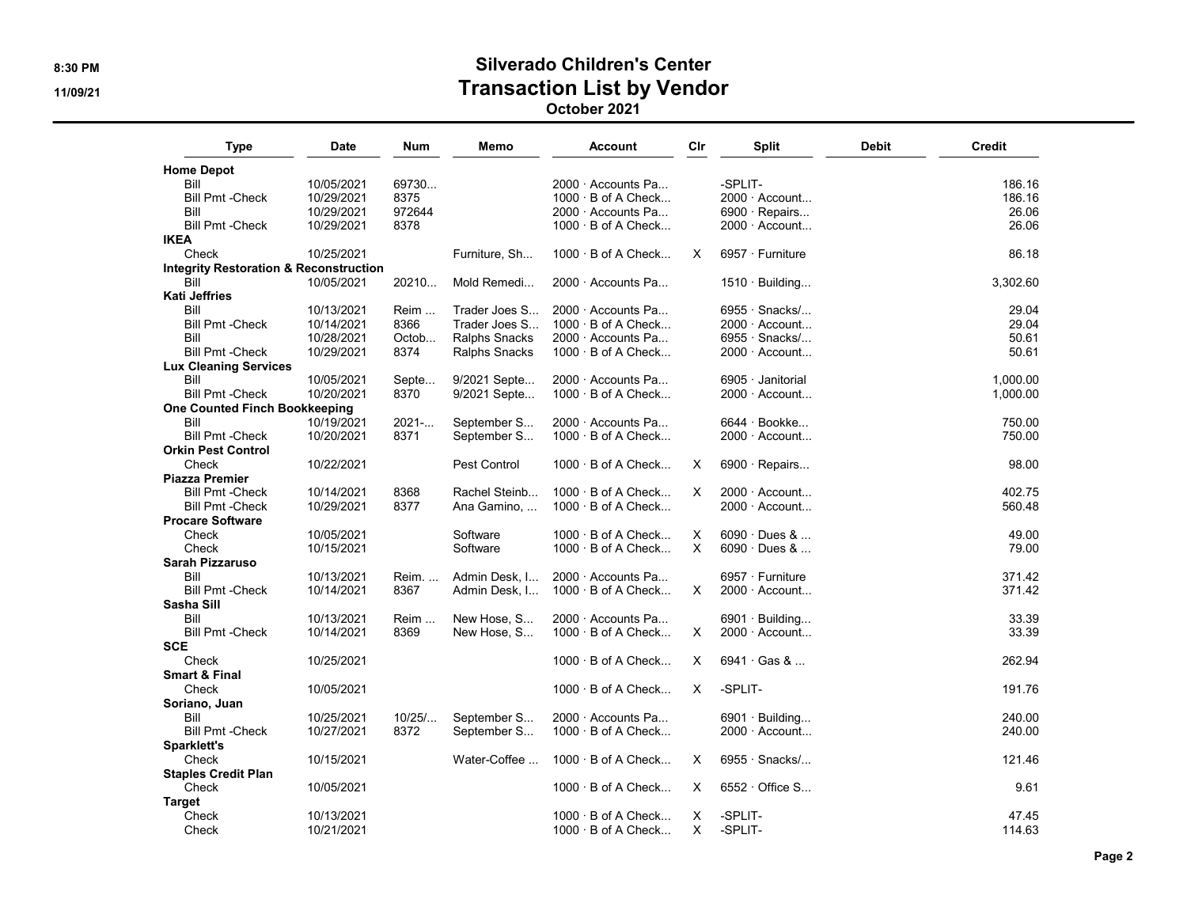# Silverado Children's Center
# Transaction List by Vendor
## October 2021

| Type | Date | Num | Memo | Account | Clr | Split | Debit | Credit |
|---|---|---|---|---|---|---|---|---|
| **Home Depot** | | | | | | | | |
| Bill | 10/05/2021 | 69730... | | 2000 · Accounts Pa... | | -SPLIT- | | 186.16 |
| Bill Pmt -Check | 10/29/2021 | 8375 | | 1000 · B of A Check... | | 2000 · Account... | | 186.16 |
| Bill | 10/29/2021 | 972644 | | 2000 · Accounts Pa... | | 6900 · Repairs... | | 26.06 |
| Bill Pmt -Check | 10/29/2021 | 8378 | | 1000 · B of A Check... | | 2000 · Account... | | 26.06 |
| **IKEA** | | | | | | | | |
| Check | 10/25/2021 | | Furniture, Sh... | 1000 · B of A Check... | X | 6957 · Furniture | | 86.18 |
| **Integrity Restoration & Reconstruction** | | | | | | | | |
| Bill | 10/05/2021 | 20210... | Mold Remedi... | 2000 · Accounts Pa... | | 1510 · Building... | | 3,302.60 |
| **Kati Jeffries** | | | | | | | | |
| Bill | 10/13/2021 | Reim ... | Trader Joes S... | 2000 · Accounts Pa... | | 6955 · Snacks/... | | 29.04 |
| Bill Pmt -Check | 10/14/2021 | 8366 | Trader Joes S... | 1000 · B of A Check... | | 2000 · Account... | | 29.04 |
| Bill | 10/28/2021 | Octob... | Ralphs Snacks | 2000 · Accounts Pa... | | 6955 · Snacks/... | | 50.61 |
| Bill Pmt -Check | 10/29/2021 | 8374 | Ralphs Snacks | 1000 · B of A Check... | | 2000 · Account... | | 50.61 |
| **Lux Cleaning Services** | | | | | | | | |
| Bill | 10/05/2021 | Septe... | 9/2021 Septe... | 2000 · Accounts Pa... | | 6905 · Janitorial | | 1,000.00 |
| Bill Pmt -Check | 10/20/2021 | 8370 | 9/2021 Septe... | 1000 · B of A Check... | | 2000 · Account... | | 1,000.00 |
| **One Counted Finch Bookkeeping** | | | | | | | | |
| Bill | 10/19/2021 | 2021-... | September S... | 2000 · Accounts Pa... | | 6644 · Bookke... | | 750.00 |
| Bill Pmt -Check | 10/20/2021 | 8371 | September S... | 1000 · B of A Check... | | 2000 · Account... | | 750.00 |
| **Orkin Pest Control** | | | | | | | | |
| Check | 10/22/2021 | | Pest Control | 1000 · B of A Check... | X | 6900 · Repairs... | | 98.00 |
| **Piazza Premier** | | | | | | | | |
| Bill Pmt -Check | 10/14/2021 | 8368 | Rachel Steinb... | 1000 · B of A Check... | X | 2000 · Account... | | 402.75 |
| Bill Pmt -Check | 10/29/2021 | 8377 | Ana Gamino, ... | 1000 · B of A Check... | | 2000 · Account... | | 560.48 |
| **Procare Software** | | | | | | | | |
| Check | 10/05/2021 | | Software | 1000 · B of A Check... | X | 6090 · Dues & ... | | 49.00 |
| Check | 10/15/2021 | | Software | 1000 · B of A Check... | X | 6090 · Dues & ... | | 79.00 |
| **Sarah Pizzaruso** | | | | | | | | |
| Bill | 10/13/2021 | Reim. ... | Admin Desk, I... | 2000 · Accounts Pa... | | 6957 · Furniture | | 371.42 |
| Bill Pmt -Check | 10/14/2021 | 8367 | Admin Desk, I... | 1000 · B of A Check... | X | 2000 · Account... | | 371.42 |
| **Sasha Sill** | | | | | | | | |
| Bill | 10/13/2021 | Reim ... | New Hose, S... | 2000 · Accounts Pa... | | 6901 · Building... | | 33.39 |
| Bill Pmt -Check | 10/14/2021 | 8369 | New Hose, S... | 1000 · B of A Check... | X | 2000 · Account... | | 33.39 |
| **SCE** | | | | | | | | |
| Check | 10/25/2021 | | | 1000 · B of A Check... | X | 6941 · Gas & ... | | 262.94 |
| **Smart & Final** | | | | | | | | |
| Check | 10/05/2021 | | | 1000 · B of A Check... | X | -SPLIT- | | 191.76 |
| **Soriano, Juan** | | | | | | | | |
| Bill | 10/25/2021 | 10/25/... | September S... | 2000 · Accounts Pa... | | 6901 · Building... | | 240.00 |
| Bill Pmt -Check | 10/27/2021 | 8372 | September S... | 1000 · B of A Check... | | 2000 · Account... | | 240.00 |
| **Sparklett's** | | | | | | | | |
| Check | 10/15/2021 | | Water-Coffee ... | 1000 · B of A Check... | X | 6955 · Snacks/... | | 121.46 |
| **Staples Credit Plan** | | | | | | | | |
| Check | 10/05/2021 | | | 1000 · B of A Check... | X | 6552 · Office S... | | 9.61 |
| **Target** | | | | | | | | |
| Check | 10/13/2021 | | | 1000 · B of A Check... | X | -SPLIT- | | 47.45 |
| Check | 10/21/2021 | | | 1000 · B of A Check... | X | -SPLIT- | | 114.63 |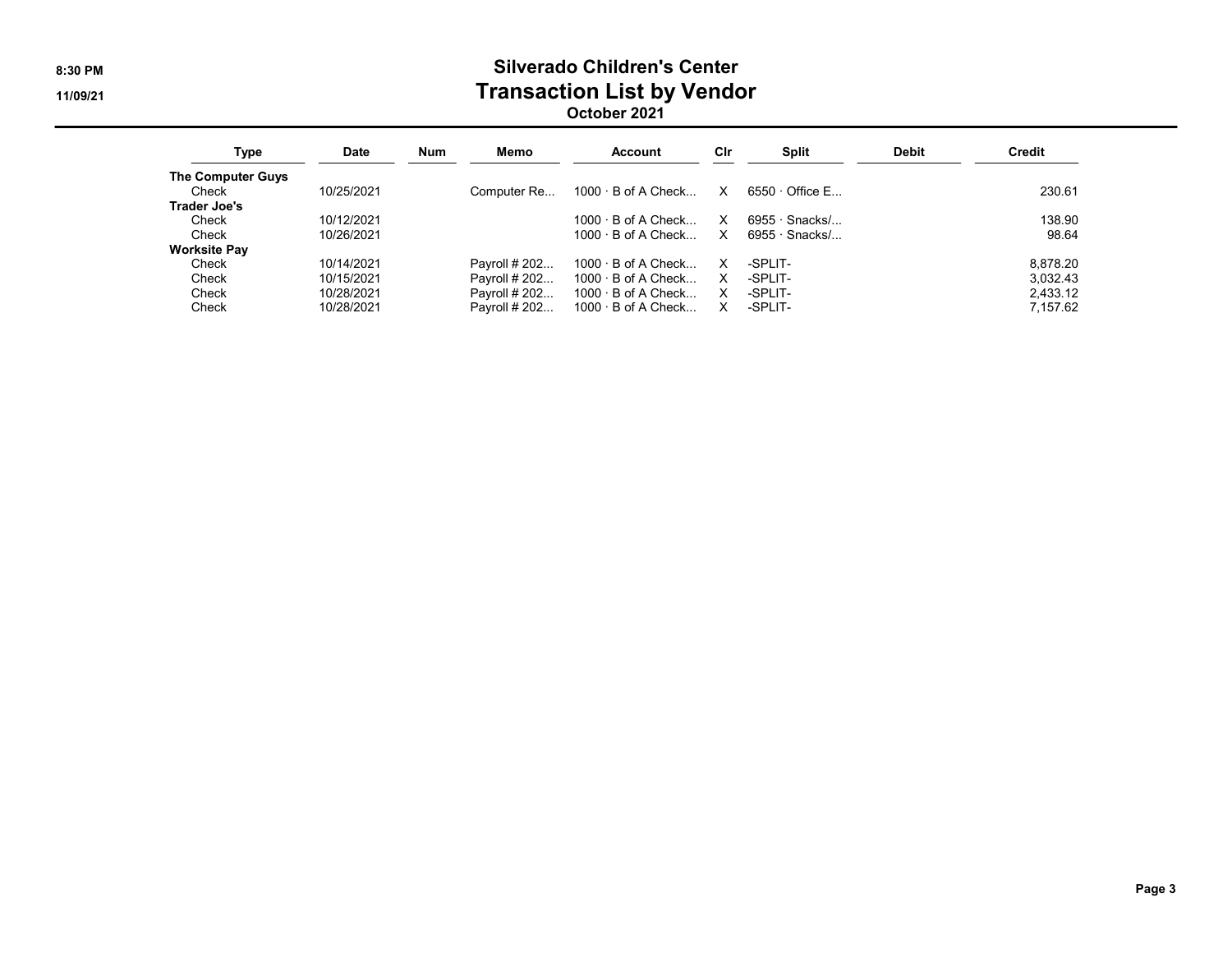# Silverado Children's Center

## Transaction List by Vendor

### October 2021

| Type | Date | Num | Memo | Account | Clr | Split | Debit | Credit |
|---|---|---|---|---|---|---|---|---|
| **The Computer Guys** | | | | | | | | |
| Check | 10/25/2021 | | Computer Re... | 1000 · B of A Check... | X | 6550 · Office E... | | 230.61 |
| **Trader Joe's** | | | | | | | | |
| Check | 10/12/2021 | | | 1000 · B of A Check... | X | 6955 · Snacks/... | | 138.90 |
| Check | 10/26/2021 | | | 1000 · B of A Check... | X | 6955 · Snacks/... | | 98.64 |
| **Worksite Pay** | | | | | | | | |
| Check | 10/14/2021 | | Payroll # 202... | 1000 · B of A Check... | X | -SPLIT- | | 8,878.20 |
| Check | 10/15/2021 | | Payroll # 202... | 1000 · B of A Check... | X | -SPLIT- | | 3,032.43 |
| Check | 10/28/2021 | | Payroll # 202... | 1000 · B of A Check... | X | -SPLIT- | | 2,433.12 |
| Check | 10/28/2021 | | Payroll # 202... | 1000 · B of A Check... | X | -SPLIT- | | 7,157.62 |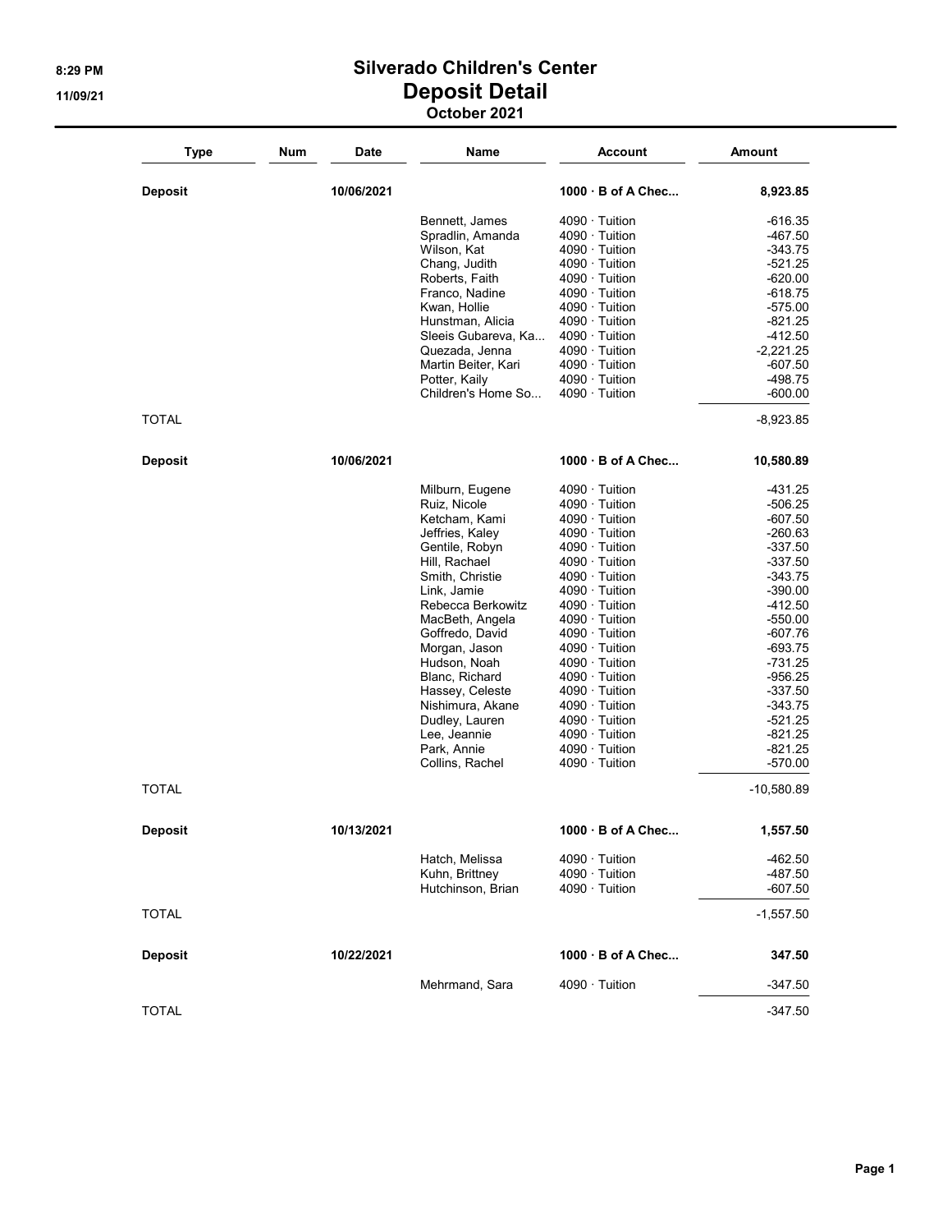# Silverado Children's Center

## Deposit Detail

### October 2021

| Type | Num | Date | Name | Account | Amount |
|---|---|---|---|---|---|
| **Deposit** | | **10/06/2021** | | **1000 · B of A Chec...** | **8,923.85** |
| | | | Bennett, James | 4090 · Tuition | -616.35 |
| | | | Spradlin, Amanda | 4090 · Tuition | -467.50 |
| | | | Wilson, Kat | 4090 · Tuition | -343.75 |
| | | | Chang, Judith | 4090 · Tuition | -521.25 |
| | | | Roberts, Faith | 4090 · Tuition | -620.00 |
| | | | Franco, Nadine | 4090 · Tuition | -618.75 |
| | | | Kwan, Hollie | 4090 · Tuition | -575.00 |
| | | | Hunstman, Alicia | 4090 · Tuition | -821.25 |
| | | | Sleeis Gubareva, Ka... | 4090 · Tuition | -412.50 |
| | | | Quezada, Jenna | 4090 · Tuition | -2,221.25 |
| | | | Martin Beiter, Kari | 4090 · Tuition | -607.50 |
| | | | Potter, Kaily | 4090 · Tuition | -498.75 |
| | | | Children's Home So... | 4090 · Tuition | -600.00 |
| TOTAL | | | | | -8,923.85 |
| **Deposit** | | **10/06/2021** | | **1000 · B of A Chec...** | **10,580.89** |
| | | | Milburn, Eugene | 4090 · Tuition | -431.25 |
| | | | Ruiz, Nicole | 4090 · Tuition | -506.25 |
| | | | Ketcham, Kami | 4090 · Tuition | -607.50 |
| | | | Jeffries, Kaley | 4090 · Tuition | -260.63 |
| | | | Gentile, Robyn | 4090 · Tuition | -337.50 |
| | | | Hill, Rachael | 4090 · Tuition | -337.50 |
| | | | Smith, Christie | 4090 · Tuition | -343.75 |
| | | | Link, Jamie | 4090 · Tuition | -390.00 |
| | | | Rebecca Berkowitz | 4090 · Tuition | -412.50 |
| | | | MacBeth, Angela | 4090 · Tuition | -550.00 |
| | | | Goffredo, David | 4090 · Tuition | -607.76 |
| | | | Morgan, Jason | 4090 · Tuition | -693.75 |
| | | | Hudson, Noah | 4090 · Tuition | -731.25 |
| | | | Blanc, Richard | 4090 · Tuition | -956.25 |
| | | | Hassey, Celeste | 4090 · Tuition | -337.50 |
| | | | Nishimura, Akane | 4090 · Tuition | -343.75 |
| | | | Dudley, Lauren | 4090 · Tuition | -521.25 |
| | | | Lee, Jeannie | 4090 · Tuition | -821.25 |
| | | | Park, Annie | 4090 · Tuition | -821.25 |
| | | | Collins, Rachel | 4090 · Tuition | -570.00 |
| TOTAL | | | | | -10,580.89 |
| **Deposit** | | **10/13/2021** | | **1000 · B of A Chec...** | **1,557.50** |
| | | | Hatch, Melissa | 4090 · Tuition | -462.50 |
| | | | Kuhn, Brittney | 4090 · Tuition | -487.50 |
| | | | Hutchinson, Brian | 4090 · Tuition | -607.50 |
| TOTAL | | | | | -1,557.50 |
| **Deposit** | | **10/22/2021** | | **1000 · B of A Chec...** | **347.50** |
| | | | Mehrmand, Sara | 4090 · Tuition | -347.50 |
| TOTAL | | | | | -347.50 |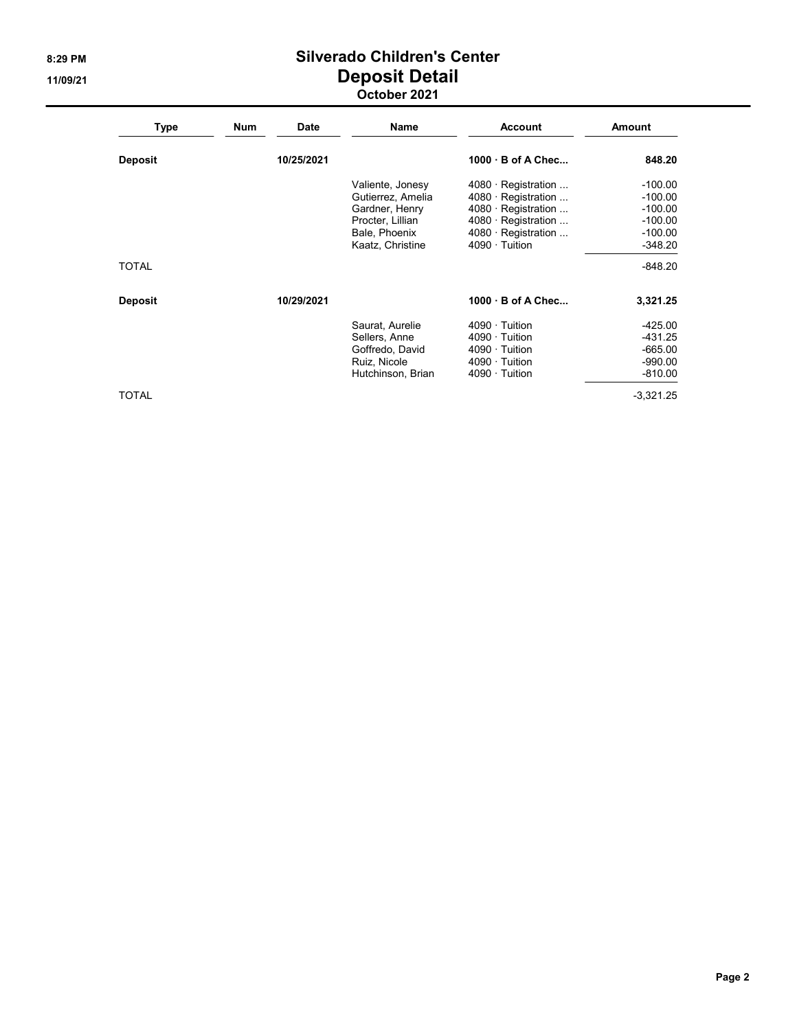# Silverado Children's Center

## Deposit Detail

### October 2021

| Type | Num | Date | Name | Account | Amount |
|---|---|---|---|---|---|
| **Deposit** | | **10/25/2021** | | **1000 · B of A Chec...** | **848.20** |
| | | | Valiente, Jonesy | 4080 · Registration ... | -100.00 |
| | | | Gutierrez, Amelia | 4080 · Registration ... | -100.00 |
| | | | Gardner, Henry | 4080 · Registration ... | -100.00 |
| | | | Procter, Lillian | 4080 · Registration ... | -100.00 |
| | | | Bale, Phoenix | 4080 · Registration ... | -100.00 |
| | | | Kaatz, Christine | 4090 · Tuition | -348.20 |
| TOTAL | | | | | -848.20 |
| **Deposit** | | **10/29/2021** | | **1000 · B of A Chec...** | **3,321.25** |
| | | | Saurat, Aurelie | 4090 · Tuition | -425.00 |
| | | | Sellers, Anne | 4090 · Tuition | -431.25 |
| | | | Goffredo, David | 4090 · Tuition | -665.00 |
| | | | Ruiz, Nicole | 4090 · Tuition | -990.00 |
| | | | Hutchinson, Brian | 4090 · Tuition | -810.00 |
| TOTAL | | | | | -3,321.25 |